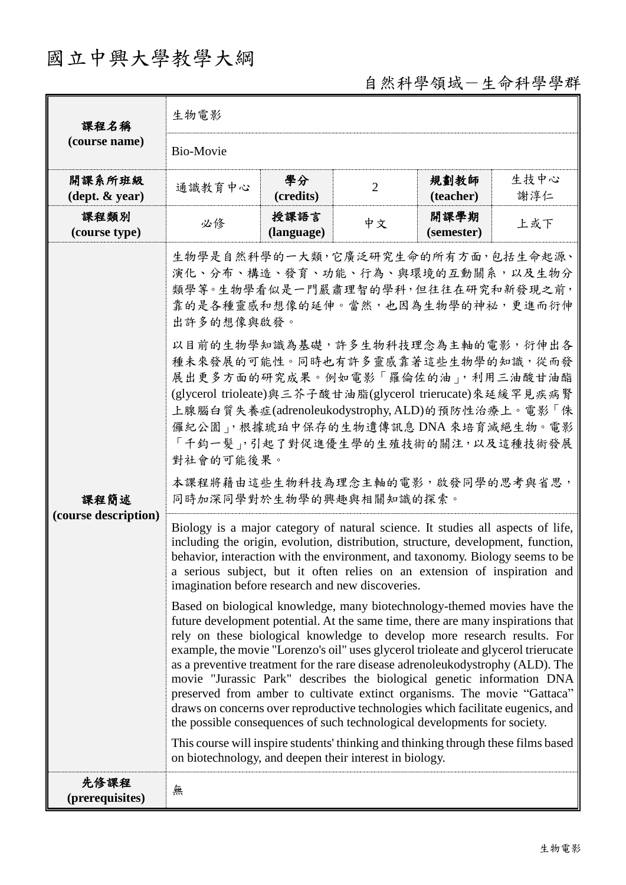# 國立中興大學教學大綱

自然科學領域－生命科學學群

| 課程名稱 (course name) | 生物電影 | | | | |
|---|---|---|---|---|---|
| | Bio-Movie | | | | |
| 開課系所班級 (dept. & year) | 通識教育中心 | 學分 (credits) | 2 | 規劃教師 (teacher) | 生技中心 謝淳仁 |
| 課程類別 (course type) | 必修 | 授課語言 (language) | 中文 | 開課學期 (semester) | 上或下 |
| 課程簡述 (course description) | 生物學是自然科學的一大類，它廣泛研究生命的所有方面，包括生命起源、演化、分布、構造、發育、功能、行為、與環境的互動關系，以及生物分類學等。生物學看似是一門嚴肅理智的學科，但往往在研究和新發現之前，靠的是各種靈感和想像的延伸。當然，也因為生物學的神祕，更進而衍伸出許多的想像與啟發。<br><br>以目前的生物學知識為基礎，許多生物科技理念為主軸的電影，衍伸出各種未來發展的可能性。同時也有許多靈感靠著這些生物學的知識，從而發展出更多方面的研究成果。例如電影「羅倫佐的油」，利用三油酸甘油酯(glycerol trioleate)與三芥子酸甘油脂(glycerol trierucate)來延緩罕見疾病腎上腺腦白質失養症(adrenoleukodystrophy, ALD)的預防性治療上。電影「侏儸紀公園」，根據琥珀中保存的生物遺傳訊息 DNA 來培育滅絕生物。電影「千鈞一髮」，引起了對促進優生學的生殖技術的關注，以及這種技術發展對社會的可能後果。<br><br>本課程將藉由這些生物科技為理念主軸的電影，啟發同學的思考與省思，同時加深同學對於生物學的興趣與相關知識的探索。 | | | | |
| | Biology is a major category of natural science. It studies all aspects of life, including the origin, evolution, distribution, structure, development, function, behavior, interaction with the environment, and taxonomy. Biology seems to be a serious subject, but it often relies on an extension of inspiration and imagination before research and new discoveries.<br><br>Based on biological knowledge, many biotechnology-themed movies have the future development potential. At the same time, there are many inspirations that rely on these biological knowledge to develop more research results. For example, the movie "Lorenzo's oil" uses glycerol trioleate and glycerol trierucate as a preventive treatment for the rare disease adrenoleukodystrophy (ALD). The movie "Jurassic Park" describes the biological genetic information DNA preserved from amber to cultivate extinct organisms. The movie "Gattaca" draws on concerns over reproductive technologies which facilitate eugenics, and the possible consequences of such technological developments for society.<br><br>This course will inspire students' thinking and thinking through these films based on biotechnology, and deepen their interest in biology. | | | | |
| 先修課程 (prerequisites) | 無 | | | | |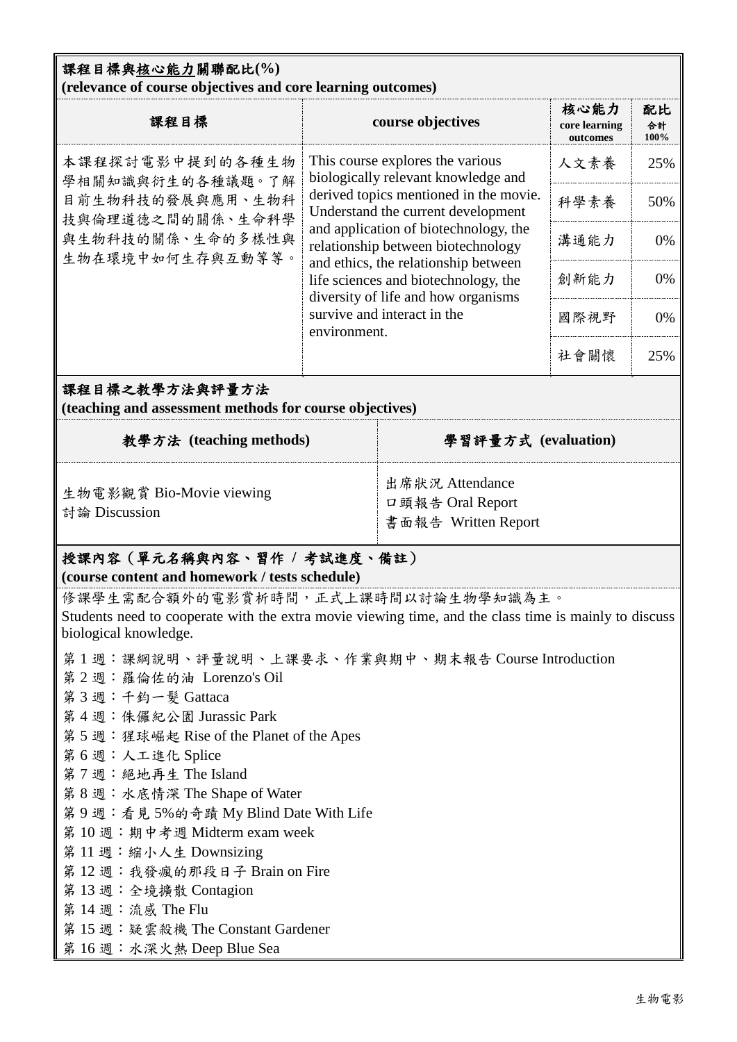## 課程目標與核心能力關聯配比(%)
**(relevance of course objectives and core learning outcomes)**

| 課程目標 | course objectives | 核心能力 core learning outcomes | 配比 合計 100% |
|---|---|---|---|
| 本課程探討電影中提到的各種生物學相關知識與衍生的各種議題。了解目前生物科技的發展與應用、生物科技與倫理道德之間的關係、生命科學與生物科技的關係、生命的多樣性與生物在環境中如何生存與互動等等。 | This course explores the various biologically relevant knowledge and derived topics mentioned in the movie. Understand the current development and application of biotechnology, the relationship between biotechnology and ethics, the relationship between life sciences and biotechnology, the diversity of life and how organisms survive and interact in the environment. | 人文素養 | 25% |
| | | 科學素養 | 50% |
| | | 溝通能力 | 0% |
| | | 創新能力 | 0% |
| | | 國際視野 | 0% |
| | | 社會關懷 | 25% |

## 課程目標之教學方法與評量方法
**(teaching and assessment methods for course objectives)**

| 教學方法 (teaching methods) | 學習評量方式 (evaluation) |
|---|---|
| 生物電影觀賞 Bio-Movie viewing<br>討論 Discussion | 出席狀況 Attendance<br>口頭報告 Oral Report<br>書面報告 Written Report |

## 授課內容（單元名稱與內容、習作 / 考試進度、備註）
**(course content and homework / tests schedule)**

修課學生需配合額外的電影賞析時間，正式上課時間以討論生物學知識為主。

Students need to cooperate with the extra movie viewing time, and the class time is mainly to discuss biological knowledge.

第 1 週：課綱說明、評量說明、上課要求、作業與期中、期末報告 Course Introduction
第 2 週：羅倫佐的油 Lorenzo's Oil
第 3 週：千鈞一髮 Gattaca
第 4 週：侏儸紀公園 Jurassic Park
第 5 週：猩球崛起 Rise of the Planet of the Apes
第 6 週：人工進化 Splice
第 7 週：絕地再生 The Island
第 8 週：水底情深 The Shape of Water
第 9 週：看見 5%的奇蹟 My Blind Date With Life
第 10 週：期中考週 Midterm exam week
第 11 週：縮小人生 Downsizing
第 12 週：我發瘋的那段日子 Brain on Fire
第 13 週：全境擴散 Contagion
第 14 週：流感 The Flu
第 15 週：疑雲殺機 The Constant Gardener
第 16 週：水深火熱 Deep Blue Sea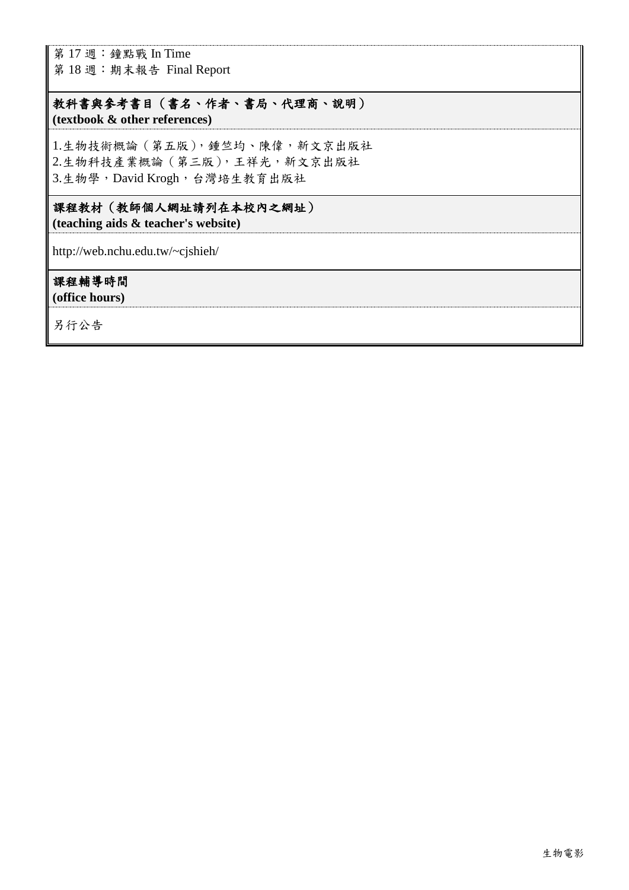第 17 週：鐘點戰 In Time
第 18 週：期末報告 Final Report

**教科書與參考書目（書名、作者、書局、代理商、說明）**
**(textbook & other references)**

1.生物技術概論（第五版），鍾竺均、陳偉，新文京出版社
2.生物科技產業概論（第三版），王祥光，新文京出版社
3.生物學，David Krogh，台灣培生教育出版社

**課程教材（教師個人網址請列在本校內之網址）**
**(teaching aids & teacher's website)**

http://web.nchu.edu.tw/~cjshieh/

**課程輔導時間**
**(office hours)**

另行公告